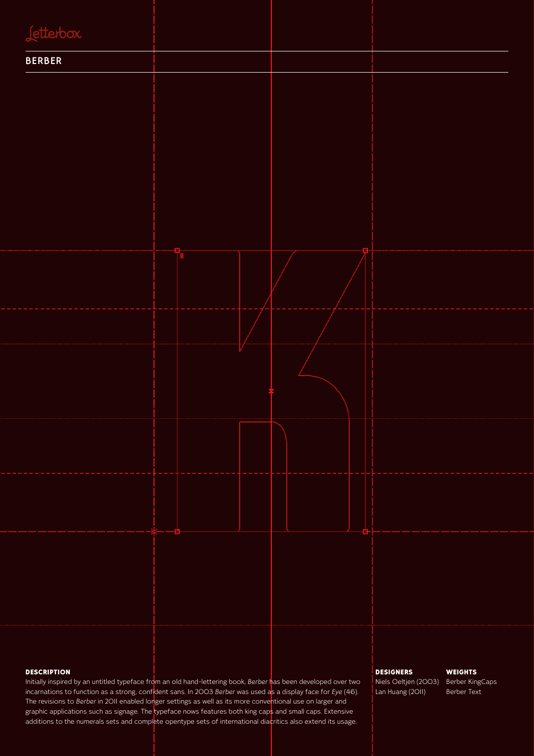Letterbox

## BERBER

### DESCRIPTION

Initially inspired by an untitled typeface from an old hand-lettering book, *Berber* has been developed over two incarnations to function as a strong, confident sans. In 2003 *Berber* was used as a display face for *Eye* (46). The revisions to *Berber* in 2011 enabled longer settings as well as its more conventional use on larger and graphic applications such as signage. The typeface nows features both king caps and small caps. Extensive additions to the numerals sets and complete opentype sets of international diacritics also extend its usage.

### DESIGNERS

Niels Oeltjen (2003)
Lan Huang (2011)

### WEIGHTS

Berber KingCaps
Berber Text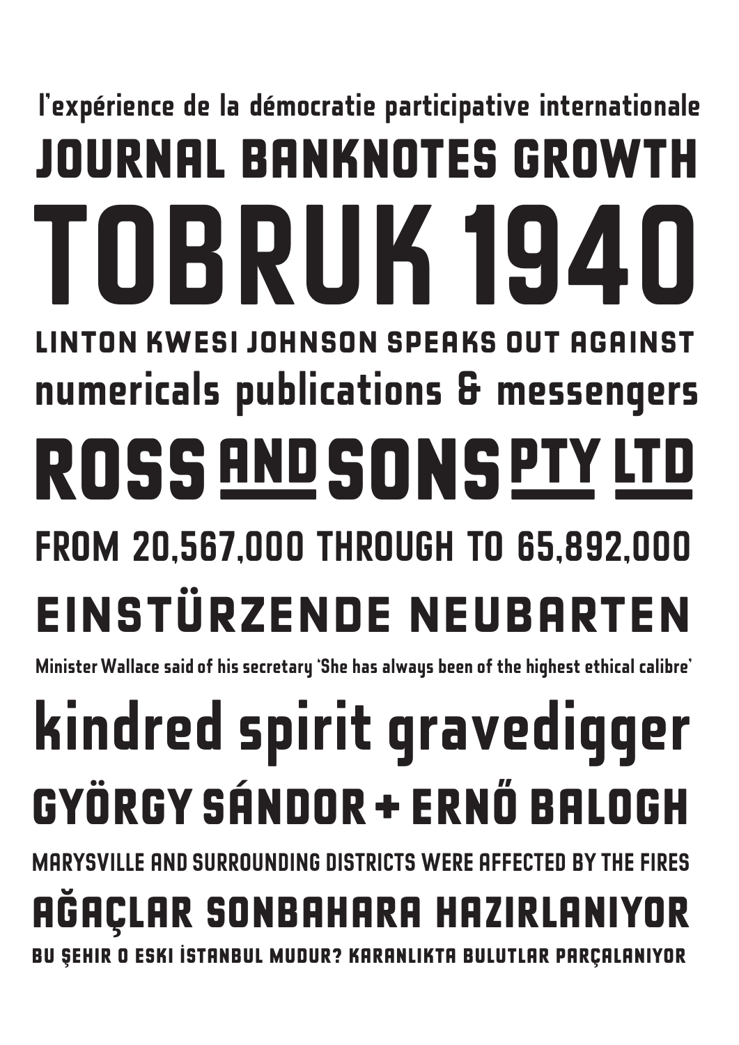l'expérience de la démocratie participative internationale

JOURNAL BANKNOTES GROWTH

TOBRUK 1940

LINTON KWESI JOHNSON SPEAKS OUT AGAINST

numericals publications & messengers

ROSS AND SONS PTY LTD

FROM 20,567,000 THROUGH TO 65,892,000

EINSTÜRZENDE NEUBARTEN

Minister Wallace said of his secretary 'She has always been of the highest ethical calibre'

kindred spirit gravedigger

GYÖRGY SÁNDOR + ERNŐ BALOGH

MARYSVILLE AND SURROUNDING DISTRICTS WERE AFFECTED BY THE FIRES

AĞAÇLAR SONBAHARA HAZIRLANIYOR

BU ŞEHIR O ESKI İSTANBUL MUDUR? KARANLIKTA BULUTLAR PARÇALANIYOR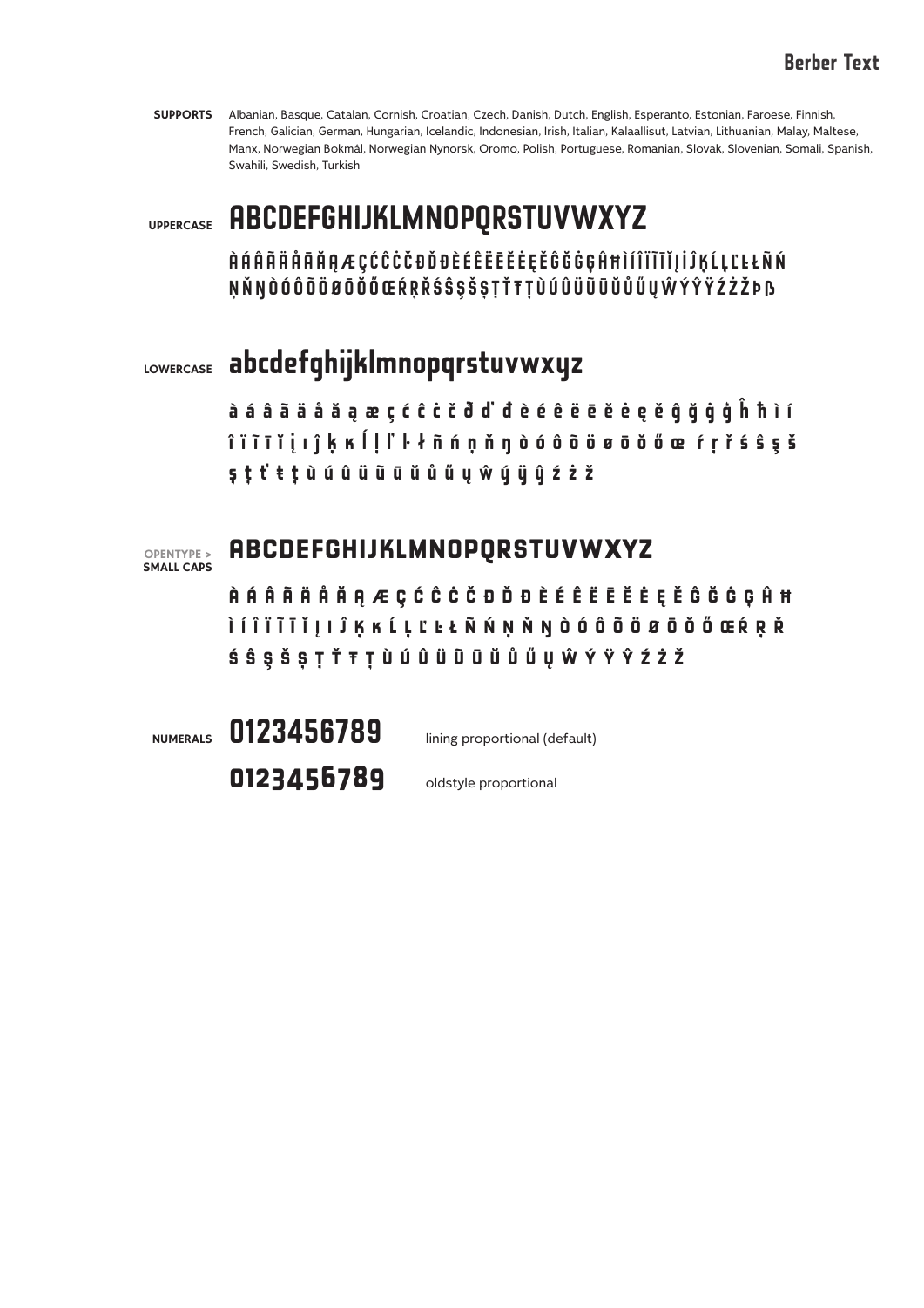# Berber Text

**SUPPORTS** Albanian, Basque, Catalan, Cornish, Croatian, Czech, Danish, Dutch, English, Esperanto, Estonian, Faroese, Finnish, French, Galician, German, Hungarian, Icelandic, Indonesian, Irish, Italian, Kalaallisut, Latvian, Lithuanian, Malay, Maltese, Manx, Norwegian Bokmål, Norwegian Nynorsk, Oromo, Polish, Portuguese, Romanian, Slovak, Slovenian, Somali, Spanish, Swahili, Swedish, Turkish

**UPPERCASE**

ABCDEFGHIJKLMNOPQRSTUVWXYZ

ÀÁÂÃÄÅĀĂĄÆÇĆĈĊČĐĎĐÈÉÊËĒĔĖĘĚĜĞĠĢĤĦÌÍÎÏĨĪĬĮİĴĶĹĻĽĿŁÑŃ
ŅŇŊÒÓÔÕÖØŌŎŐŒŔŖŘŚŜŞŠȘŢŤŦȚÙÚÛÜŨŪŬŮŰŲŴÝŶŸŹŻŽÞẞ

**LOWERCASE**

abcdefghijklmnopqrstuvwxyz

à á â ã ä å ā ă ą æ ç ć ĉ ċ č ð ď đ è é ê ë ē ĕ ė ę ě ĝ ğ ġ ģ ĥ ħ ì í
î ï ĩ ī ĭ į ı ĵ ķ ĸ ĺ ļ ľ ŀ ł ñ ń ņ ň ŋ ò ó ô õ ö ø ō ŏ ő œ ŕ ŗ ř ś ŝ ş š
ș ţ ť ŧ ț ù ú û ü ũ ū ŭ ů ű ų ŵ ý ÿ ŷ ź ż ž

**OPENTYPE > SMALL CAPS**

ABCDEFGHIJKLMNOPQRSTUVWXYZ

À Á Â Ã Ä Å Ā Ă Ą Æ Ç Ć Ĉ Ċ Č Đ Ď Đ È É Ê Ë Ē Ĕ Ė Ę Ě Ĝ Ğ Ġ Ģ Ĥ Ħ
Ì Í Î Ï Ĩ Ī Ĭ Į I Ĵ Ķ K Ĺ Ļ Ľ Ŀ Ł Ñ Ń Ņ Ň Ŋ Ò Ó Ô Õ Ö Ø Ō Ŏ Ő Œ Ŕ Ŗ Ř
Ś Ŝ Ş Š Ș Ţ Ť Ŧ Ț Ù Ú Û Ü Ũ Ū Ŭ Ů Ű Ų Ŵ Ý Ÿ Ŷ Ź Ż Ž

**NUMERALS**

0123456789 lining proportional (default)

0123456789 oldstyle proportional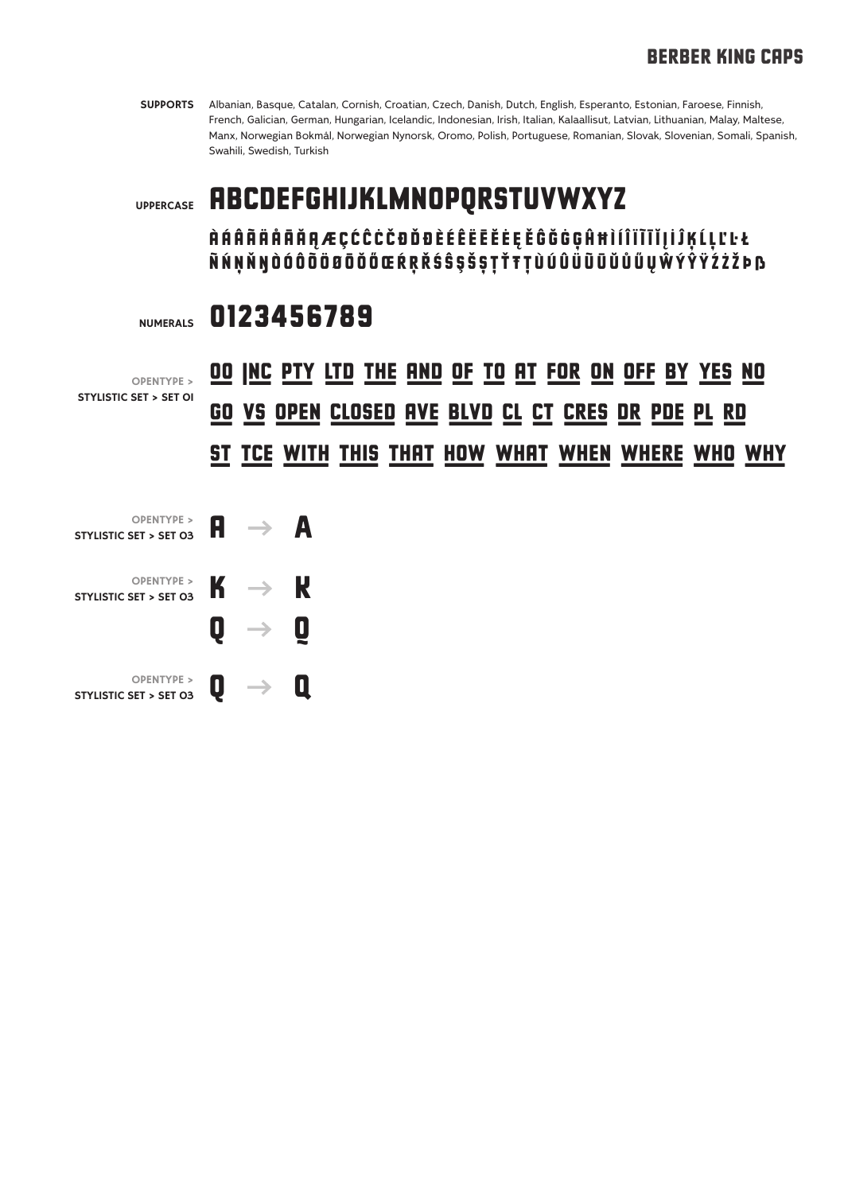# BERBER KING CAPS

**SUPPORTS** Albanian, Basque, Catalan, Cornish, Croatian, Czech, Danish, Dutch, English, Esperanto, Estonian, Faroese, Finnish, French, Galician, German, Hungarian, Icelandic, Indonesian, Irish, Italian, Kalaallisut, Latvian, Lithuanian, Malay, Maltese, Manx, Norwegian Bokmål, Norwegian Nynorsk, Oromo, Polish, Portuguese, Romanian, Slovak, Slovenian, Somali, Spanish, Swahili, Swedish, Turkish

**UPPERCASE** ABCDEFGHIJKLMNOPQRSTUVWXYZ

ÀÁÂÃÄÅĀĂĄÆÇĆĈĊČĎĐÐÈÉÊËĒĔĖĘĚĜĞĠĢĤĦÌÍÎÏĨĪĬĮİĴĶĹĻĽĿŁ
ÑŃŅŇŊÒÓÔÕÖØŌŎŐŒŔŖŘŚŜŞŠȘŢŤŦȚÙÚÛÜŨŪŬŮŰŲŴÝŶŸŹŻŽÞß

**NUMERALS** 0123456789

OPENTYPE >
**STYLISTIC SET > SET 01**

OO INC PTY LTD THE AND OF TO AT FOR ON OFF BY YES NO GO VS OPEN CLOSED AVE BLVD CL CT CRES DR PDE PL RD ST TCE WITH THIS THAT HOW WHAT WHEN WHERE WHO WHY

OPENTYPE >
**STYLISTIC SET > SET 03**

A → A

OPENTYPE >
**STYLISTIC SET > SET 03**

K → K

Q → Q

OPENTYPE >
**STYLISTIC SET > SET 03**

Q → Q